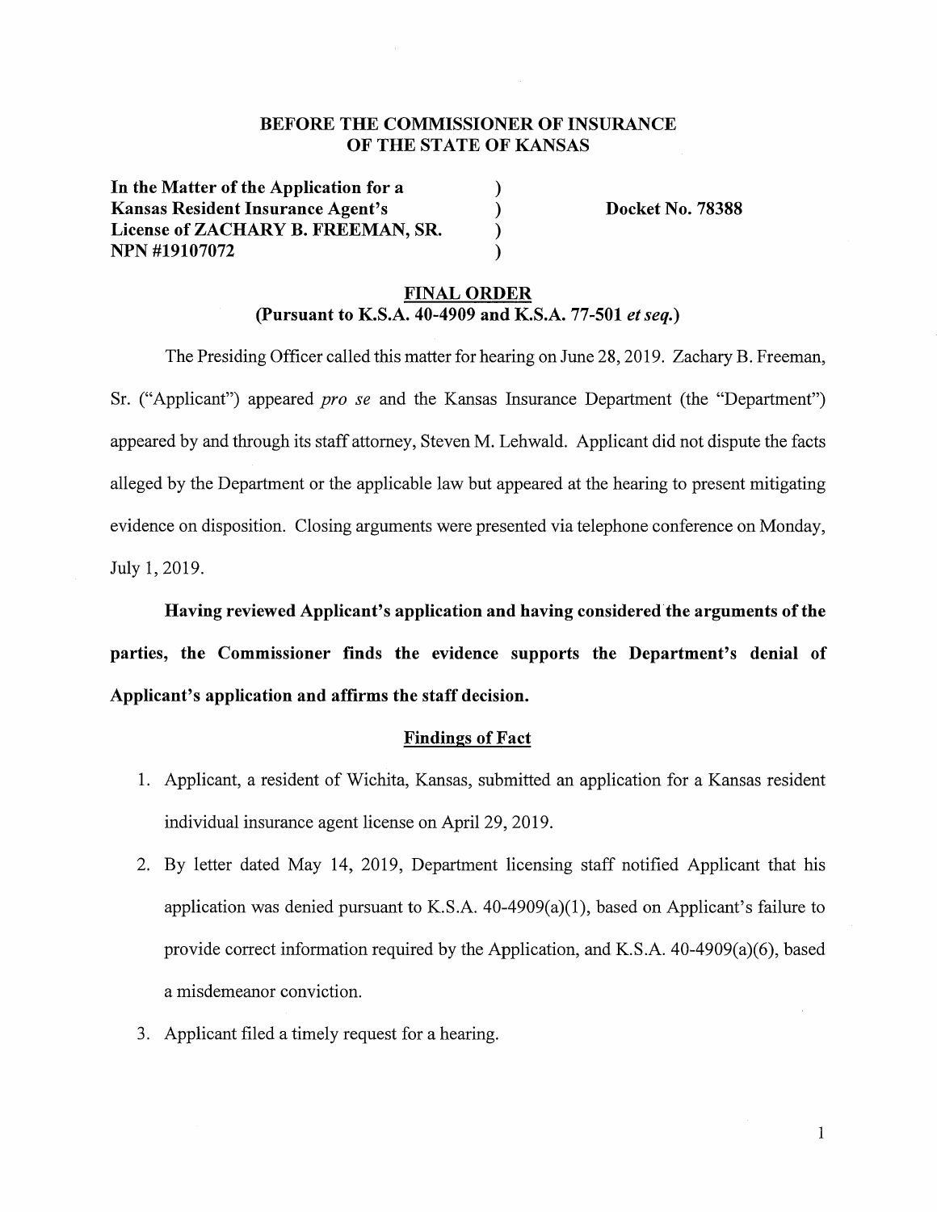**BEFORE THE COMMISSIONER OF INSURANCE**
**OF THE STATE OF KANSAS**

| | | |
|---|---|---|
| **In the Matter of the Application for a Kansas Resident Insurance Agent's License of ZACHARY B. FREEMAN, SR. NPN #19107072** | ) ) ) ) | **Docket No. 78388** |

**FINAL ORDER**
**(Pursuant to K.S.A. 40-4909 and K.S.A. 77-501 *et seq.*)**

The Presiding Officer called this matter for hearing on June 28, 2019. Zachary B. Freeman, Sr. ("Applicant") appeared *pro se* and the Kansas Insurance Department (the "Department") appeared by and through its staff attorney, Steven M. Lehwald. Applicant did not dispute the facts alleged by the Department or the applicable law but appeared at the hearing to present mitigating evidence on disposition. Closing arguments were presented via telephone conference on Monday, July 1, 2019.

**Having reviewed Applicant's application and having considered the arguments of the parties, the Commissioner finds the evidence supports the Department's denial of Applicant's application and affirms the staff decision.**

**Findings of Fact**

1. Applicant, a resident of Wichita, Kansas, submitted an application for a Kansas resident individual insurance agent license on April 29, 2019.
2. By letter dated May 14, 2019, Department licensing staff notified Applicant that his application was denied pursuant to K.S.A. 40-4909(a)(1), based on Applicant's failure to provide correct information required by the Application, and K.S.A. 40-4909(a)(6), based a misdemeanor conviction.
3. Applicant filed a timely request for a hearing.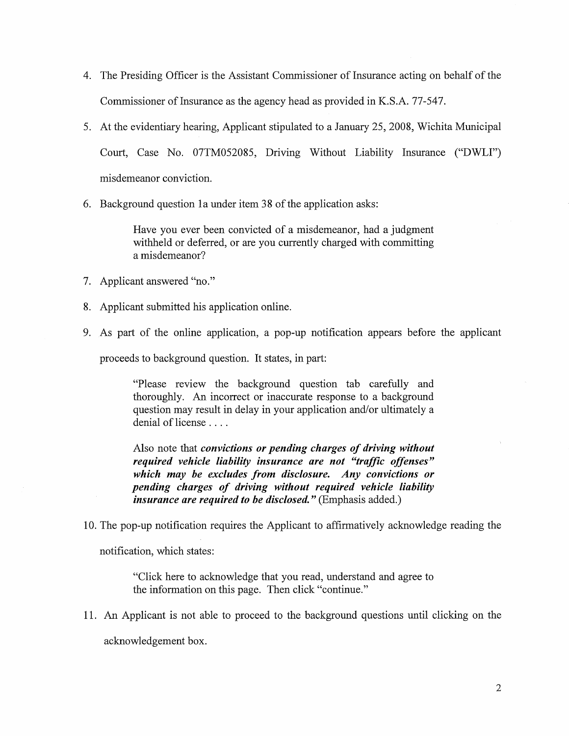4. The Presiding Officer is the Assistant Commissioner of Insurance acting on behalf of the Commissioner of Insurance as the agency head as provided in K.S.A. 77-547.

5. At the evidentiary hearing, Applicant stipulated to a January 25, 2008, Wichita Municipal Court, Case No. 07TM052085, Driving Without Liability Insurance ("DWLI") misdemeanor conviction.

6. Background question 1a under item 38 of the application asks:

   > Have you ever been convicted of a misdemeanor, had a judgment withheld or deferred, or are you currently charged with committing a misdemeanor?

7. Applicant answered "no."

8. Applicant submitted his application online.

9. As part of the online application, a pop-up notification appears before the applicant proceeds to background question. It states, in part:

   > "Please review the background question tab carefully and thoroughly. An incorrect or inaccurate response to a background question may result in delay in your application and/or ultimately a denial of license . . . .
   >
   > Also note that ***convictions or pending charges of driving without required vehicle liability insurance are not "traffic offenses" which may be excludes from disclosure. Any convictions or pending charges of driving without required vehicle liability insurance are required to be disclosed."*** (Emphasis added.)

10. The pop-up notification requires the Applicant to affirmatively acknowledge reading the notification, which states:

    > "Click here to acknowledge that you read, understand and agree to the information on this page. Then click "continue."

11. An Applicant is not able to proceed to the background questions until clicking on the acknowledgement box.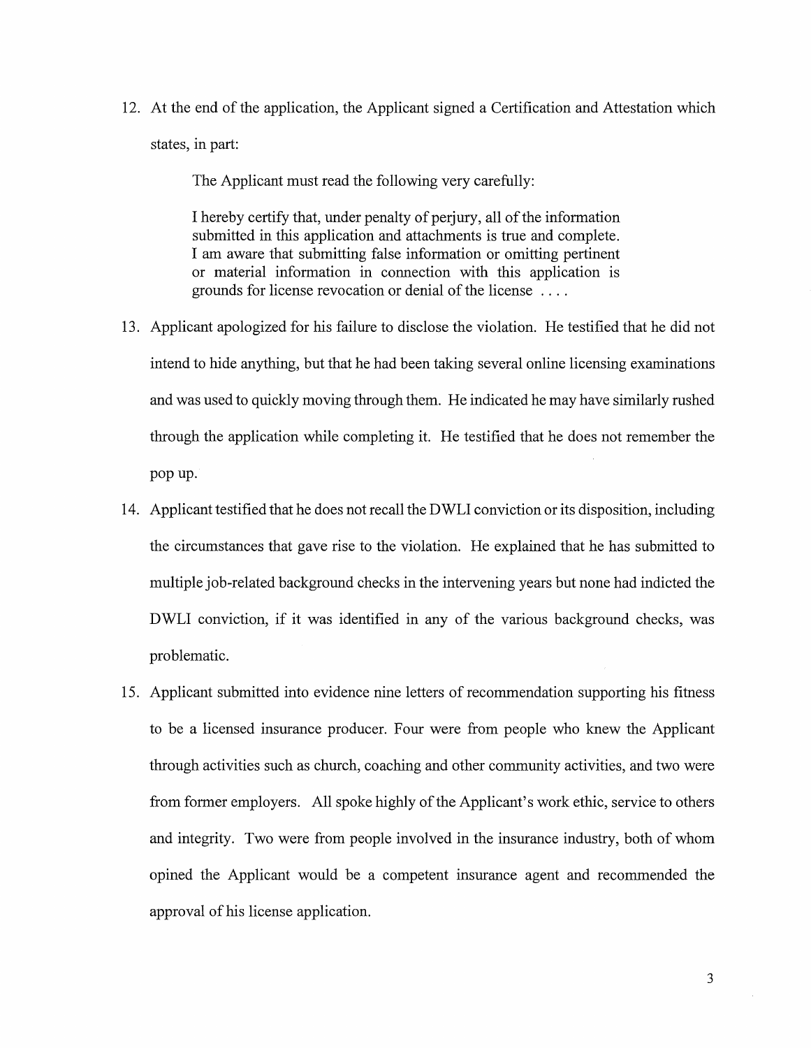12. At the end of the application, the Applicant signed a Certification and Attestation which states, in part:

    > The Applicant must read the following very carefully:
    >
    > I hereby certify that, under penalty of perjury, all of the information submitted in this application and attachments is true and complete. I am aware that submitting false information or omitting pertinent or material information in connection with this application is grounds for license revocation or denial of the license . . . .

13. Applicant apologized for his failure to disclose the violation. He testified that he did not intend to hide anything, but that he had been taking several online licensing examinations and was used to quickly moving through them. He indicated he may have similarly rushed through the application while completing it. He testified that he does not remember the pop up.

14. Applicant testified that he does not recall the DWLI conviction or its disposition, including the circumstances that gave rise to the violation. He explained that he has submitted to multiple job-related background checks in the intervening years but none had indicted the DWLI conviction, if it was identified in any of the various background checks, was problematic.

15. Applicant submitted into evidence nine letters of recommendation supporting his fitness to be a licensed insurance producer. Four were from people who knew the Applicant through activities such as church, coaching and other community activities, and two were from former employers. All spoke highly of the Applicant's work ethic, service to others and integrity. Two were from people involved in the insurance industry, both of whom opined the Applicant would be a competent insurance agent and recommended the approval of his license application.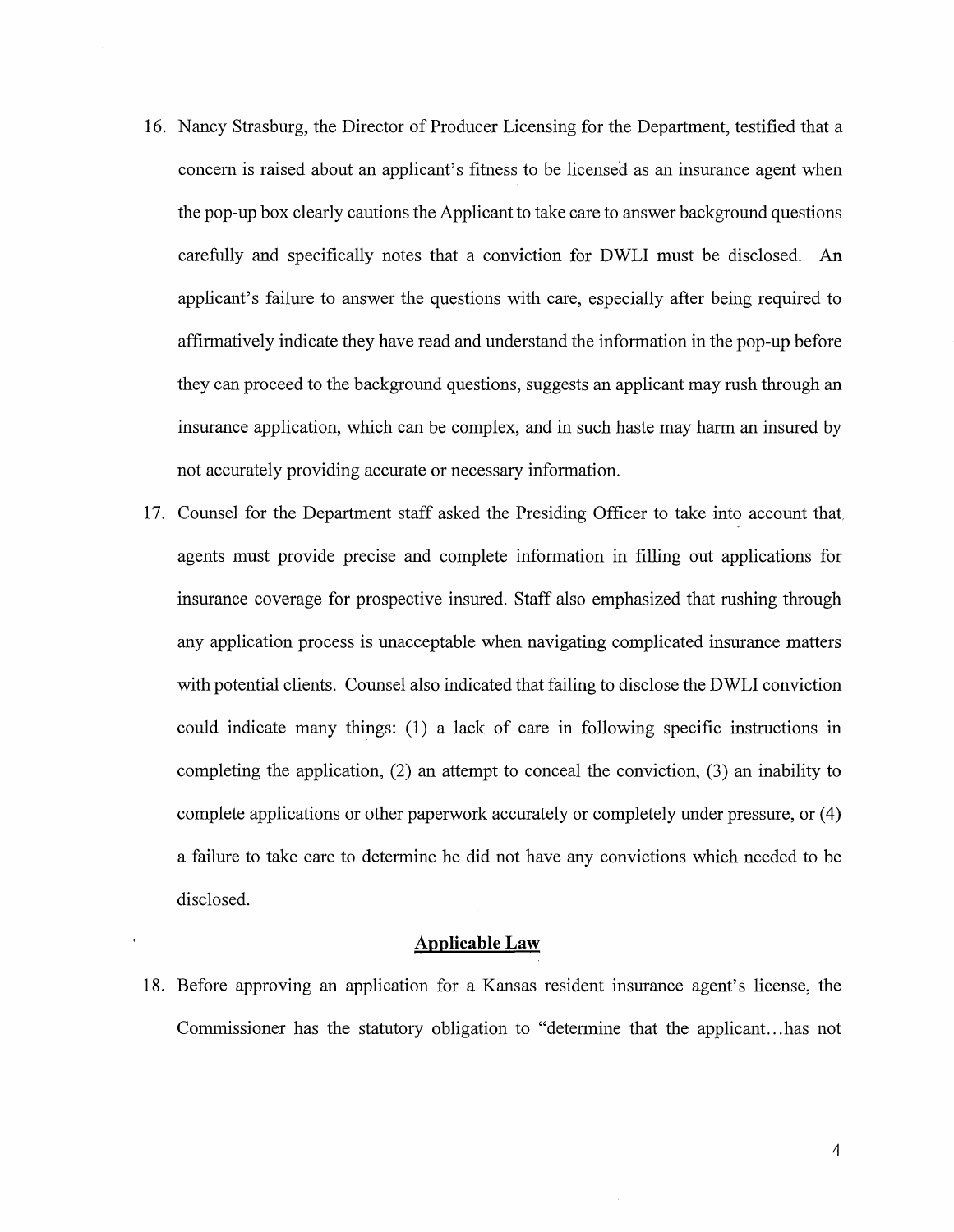16. Nancy Strasburg, the Director of Producer Licensing for the Department, testified that a concern is raised about an applicant's fitness to be licensed as an insurance agent when the pop-up box clearly cautions the Applicant to take care to answer background questions carefully and specifically notes that a conviction for DWLI must be disclosed. An applicant's failure to answer the questions with care, especially after being required to affirmatively indicate they have read and understand the information in the pop-up before they can proceed to the background questions, suggests an applicant may rush through an insurance application, which can be complex, and in such haste may harm an insured by not accurately providing accurate or necessary information.

17. Counsel for the Department staff asked the Presiding Officer to take into account that agents must provide precise and complete information in filling out applications for insurance coverage for prospective insured. Staff also emphasized that rushing through any application process is unacceptable when navigating complicated insurance matters with potential clients. Counsel also indicated that failing to disclose the DWLI conviction could indicate many things: (1) a lack of care in following specific instructions in completing the application, (2) an attempt to conceal the conviction, (3) an inability to complete applications or other paperwork accurately or completely under pressure, or (4) a failure to take care to determine he did not have any convictions which needed to be disclosed.

## Applicable Law

18. Before approving an application for a Kansas resident insurance agent's license, the Commissioner has the statutory obligation to "determine that the applicant…has not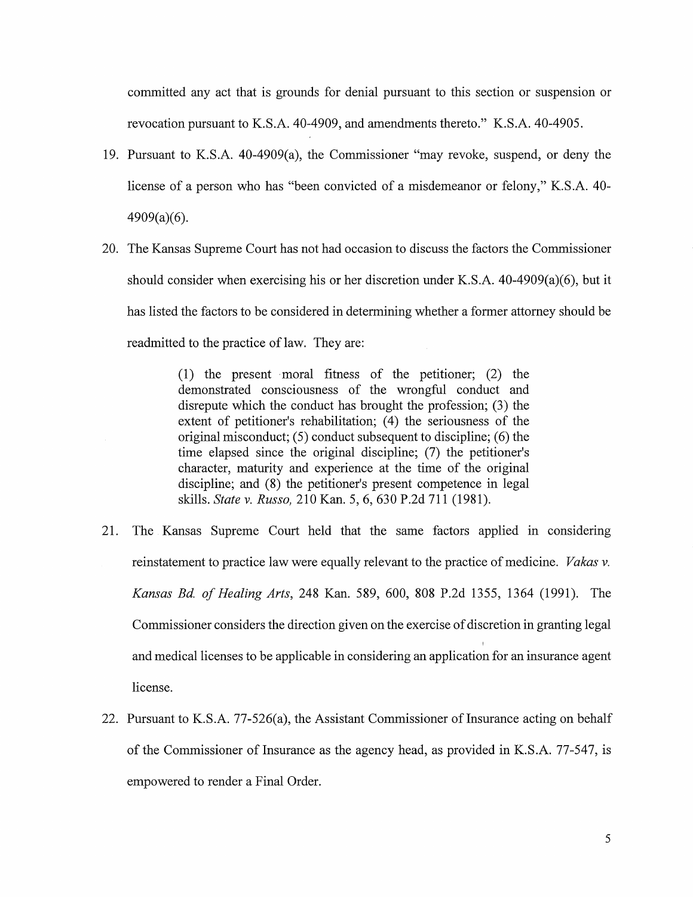committed any act that is grounds for denial pursuant to this section or suspension or revocation pursuant to K.S.A. 40-4909, and amendments thereto." K.S.A. 40-4905.

19. Pursuant to K.S.A. 40-4909(a), the Commissioner "may revoke, suspend, or deny the license of a person who has "been convicted of a misdemeanor or felony," K.S.A. 40-4909(a)(6).

20. The Kansas Supreme Court has not had occasion to discuss the factors the Commissioner should consider when exercising his or her discretion under K.S.A. 40-4909(a)(6), but it has listed the factors to be considered in determining whether a former attorney should be readmitted to the practice of law. They are:

    > (1) the present moral fitness of the petitioner; (2) the demonstrated consciousness of the wrongful conduct and disrepute which the conduct has brought the profession; (3) the extent of petitioner's rehabilitation; (4) the seriousness of the original misconduct; (5) conduct subsequent to discipline; (6) the time elapsed since the original discipline; (7) the petitioner's character, maturity and experience at the time of the original discipline; and (8) the petitioner's present competence in legal skills. *State v. Russo,* 210 Kan. 5, 6, 630 P.2d 711 (1981).

21. The Kansas Supreme Court held that the same factors applied in considering reinstatement to practice law were equally relevant to the practice of medicine. *Vakas v. Kansas Bd. of Healing Arts*, 248 Kan. 589, 600, 808 P.2d 1355, 1364 (1991). The Commissioner considers the direction given on the exercise of discretion in granting legal and medical licenses to be applicable in considering an application for an insurance agent license.

22. Pursuant to K.S.A. 77-526(a), the Assistant Commissioner of Insurance acting on behalf of the Commissioner of Insurance as the agency head, as provided in K.S.A. 77-547, is empowered to render a Final Order.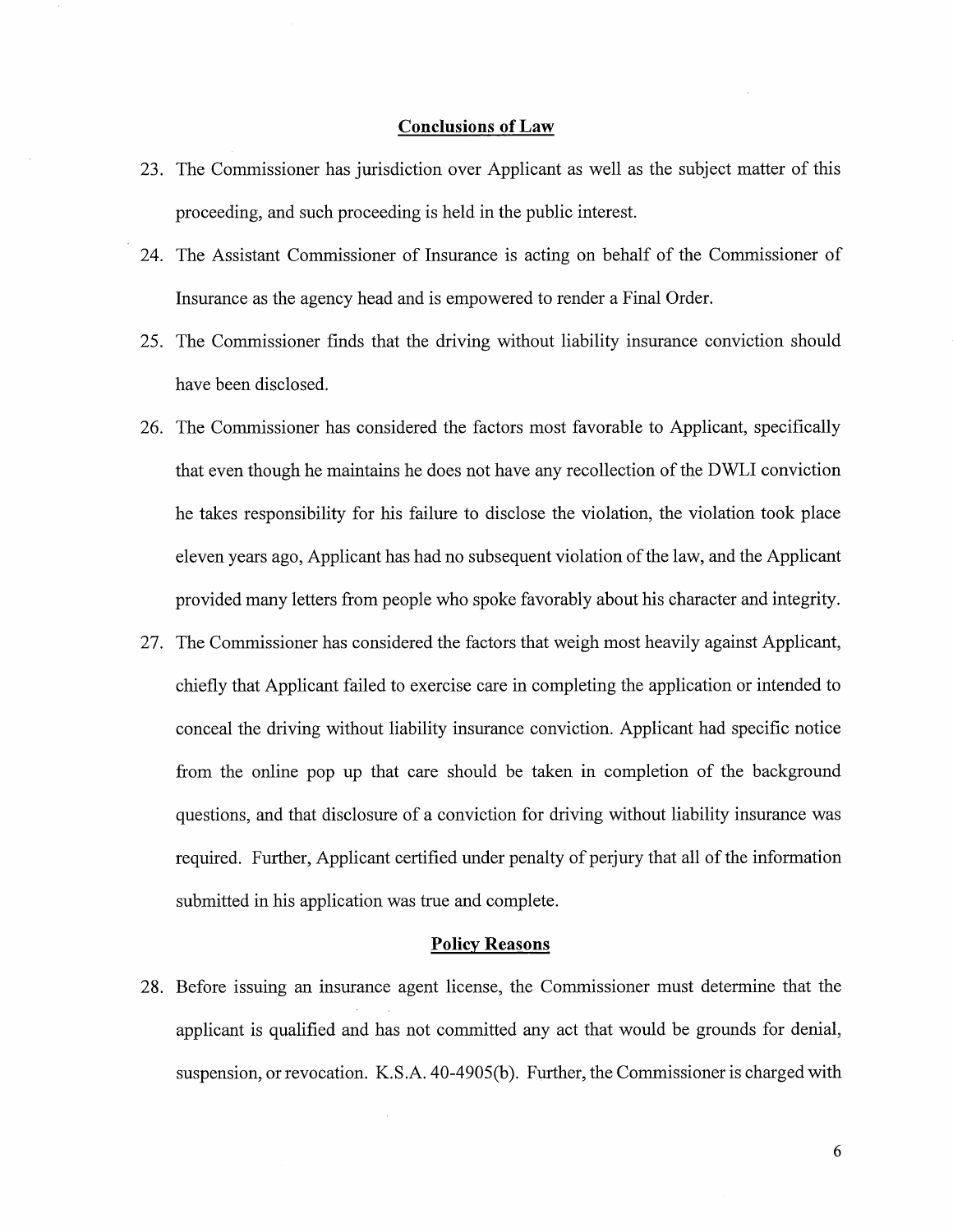## Conclusions of Law

23. The Commissioner has jurisdiction over Applicant as well as the subject matter of this proceeding, and such proceeding is held in the public interest.

24. The Assistant Commissioner of Insurance is acting on behalf of the Commissioner of Insurance as the agency head and is empowered to render a Final Order.

25. The Commissioner finds that the driving without liability insurance conviction should have been disclosed.

26. The Commissioner has considered the factors most favorable to Applicant, specifically that even though he maintains he does not have any recollection of the DWLI conviction he takes responsibility for his failure to disclose the violation, the violation took place eleven years ago, Applicant has had no subsequent violation of the law, and the Applicant provided many letters from people who spoke favorably about his character and integrity.

27. The Commissioner has considered the factors that weigh most heavily against Applicant, chiefly that Applicant failed to exercise care in completing the application or intended to conceal the driving without liability insurance conviction. Applicant had specific notice from the online pop up that care should be taken in completion of the background questions, and that disclosure of a conviction for driving without liability insurance was required. Further, Applicant certified under penalty of perjury that all of the information submitted in his application was true and complete.

## Policy Reasons

28. Before issuing an insurance agent license, the Commissioner must determine that the applicant is qualified and has not committed any act that would be grounds for denial, suspension, or revocation. K.S.A. 40-4905(b). Further, the Commissioner is charged with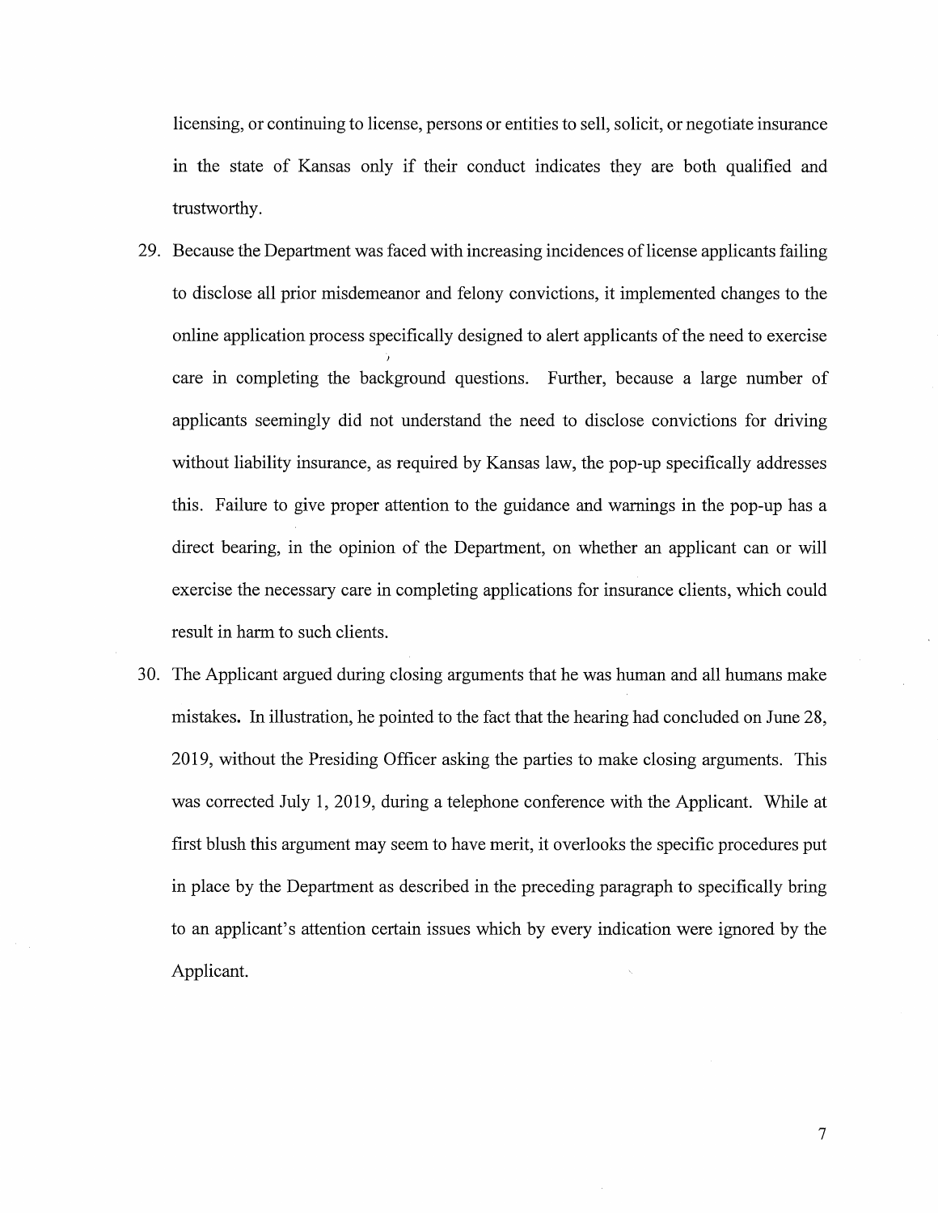licensing, or continuing to license, persons or entities to sell, solicit, or negotiate insurance in the state of Kansas only if their conduct indicates they are both qualified and trustworthy.

29. Because the Department was faced with increasing incidences of license applicants failing to disclose all prior misdemeanor and felony convictions, it implemented changes to the online application process specifically designed to alert applicants of the need to exercise care in completing the background questions. Further, because a large number of applicants seemingly did not understand the need to disclose convictions for driving without liability insurance, as required by Kansas law, the pop-up specifically addresses this. Failure to give proper attention to the guidance and warnings in the pop-up has a direct bearing, in the opinion of the Department, on whether an applicant can or will exercise the necessary care in completing applications for insurance clients, which could result in harm to such clients.

30. The Applicant argued during closing arguments that he was human and all humans make mistakes. In illustration, he pointed to the fact that the hearing had concluded on June 28, 2019, without the Presiding Officer asking the parties to make closing arguments. This was corrected July 1, 2019, during a telephone conference with the Applicant. While at first blush this argument may seem to have merit, it overlooks the specific procedures put in place by the Department as described in the preceding paragraph to specifically bring to an applicant's attention certain issues which by every indication were ignored by the Applicant.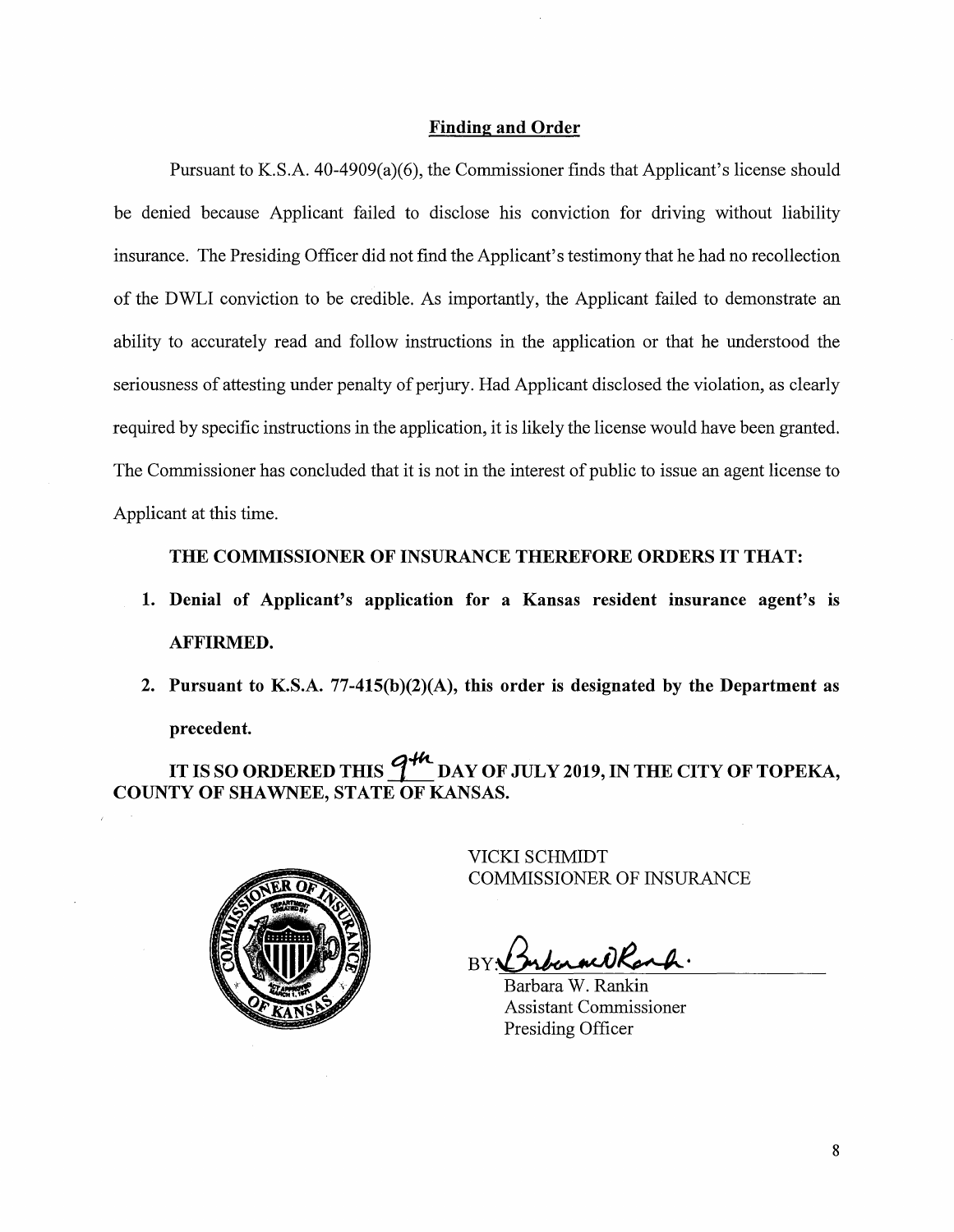## Finding and Order

Pursuant to K.S.A. 40-4909(a)(6), the Commissioner finds that Applicant's license should be denied because Applicant failed to disclose his conviction for driving without liability insurance. The Presiding Officer did not find the Applicant's testimony that he had no recollection of the DWLI conviction to be credible. As importantly, the Applicant failed to demonstrate an ability to accurately read and follow instructions in the application or that he understood the seriousness of attesting under penalty of perjury. Had Applicant disclosed the violation, as clearly required by specific instructions in the application, it is likely the license would have been granted. The Commissioner has concluded that it is not in the interest of public to issue an agent license to Applicant at this time.

**THE COMMISSIONER OF INSURANCE THEREFORE ORDERS IT THAT:**

1. **Denial of Applicant's application for a Kansas resident insurance agent's is AFFIRMED.**
2. **Pursuant to K.S.A. 77-415(b)(2)(A), this order is designated by the Department as precedent.**

**IT IS SO ORDERED THIS 9th DAY OF JULY 2019, IN THE CITY OF TOPEKA, COUNTY OF SHAWNEE, STATE OF KANSAS.**

VICKI SCHMIDT
COMMISSIONER OF INSURANCE

BY: [signature]
Barbara W. Rankin
Assistant Commissioner
Presiding Officer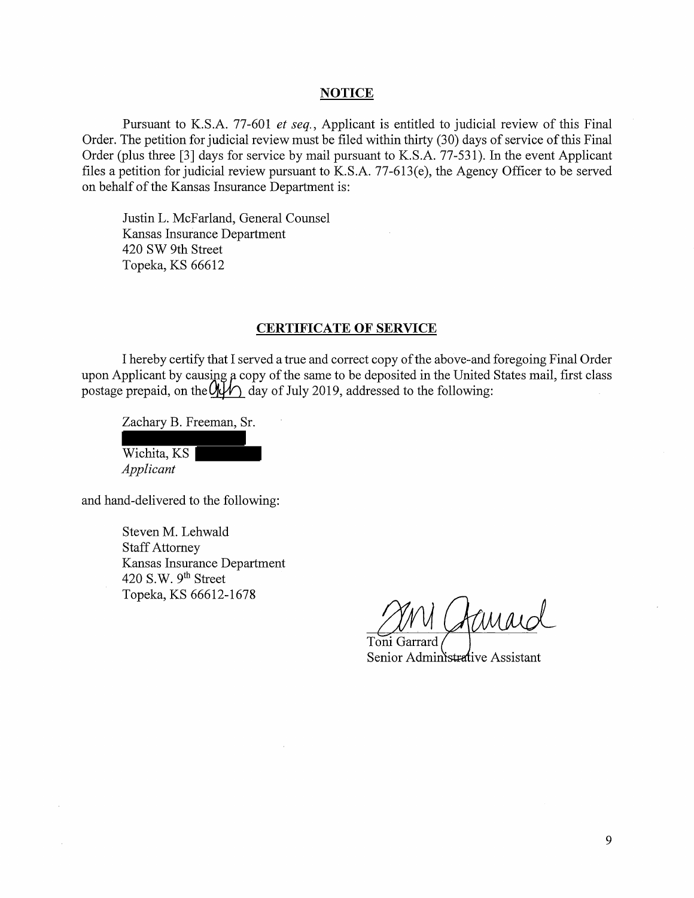## NOTICE

Pursuant to K.S.A. 77-601 *et seq.*, Applicant is entitled to judicial review of this Final Order. The petition for judicial review must be filed within thirty (30) days of service of this Final Order (plus three [3] days for service by mail pursuant to K.S.A. 77-531). In the event Applicant files a petition for judicial review pursuant to K.S.A. 77-613(e), the Agency Officer to be served on behalf of the Kansas Insurance Department is:

Justin L. McFarland, General Counsel
Kansas Insurance Department
420 SW 9th Street
Topeka, KS 66612

## CERTIFICATE OF SERVICE

I hereby certify that I served a true and correct copy of the above-and foregoing Final Order upon Applicant by causing a copy of the same to be deposited in the United States mail, first class postage prepaid, on the 9th day of July 2019, addressed to the following:

Zachary B. Freeman, Sr.
[REDACTED]
Wichita, KS [REDACTED]
*Applicant*

and hand-delivered to the following:

Steven M. Lehwald
Staff Attorney
Kansas Insurance Department
420 S.W. 9th Street
Topeka, KS 66612-1678

Toni Garrard
Senior Administrative Assistant